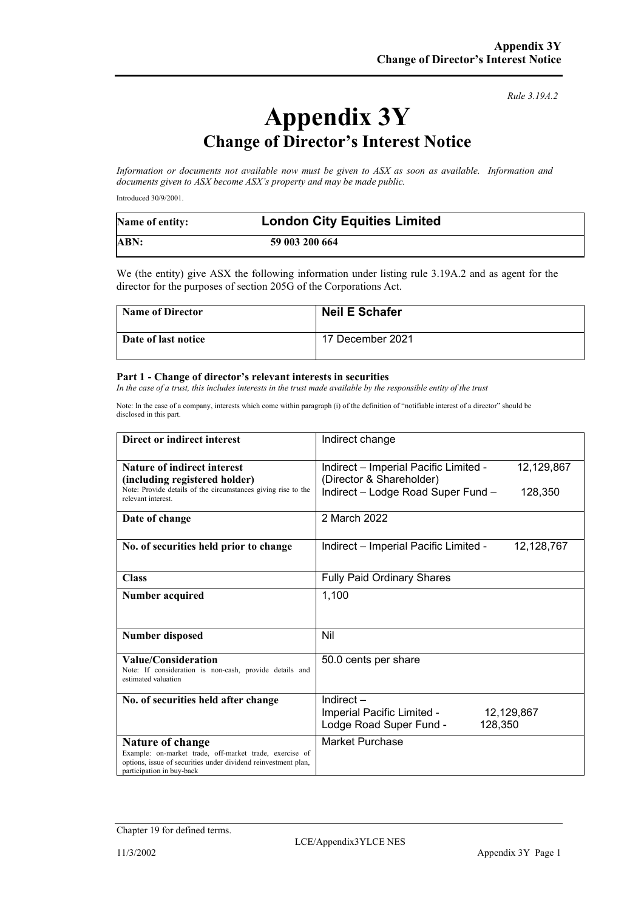*Rule 3.19A.2*

# Appendix 3Y

## Change of Director's Interest Notice

*Information or documents not available now must be given to ASX as soon as available. Information and documents given to ASX become ASX's property and may be made public.*

Introduced 30/9/2001.

| **Name of entity:** | **London City Equities Limited** |
|---|---|
| **ABN:** | **59 003 200 664** |

We (the entity) give ASX the following information under listing rule 3.19A.2 and as agent for the director for the purposes of section 205G of the Corporations Act.

| **Name of Director** | **Neil E Schafer** |
|---|---|
| **Date of last notice** | 17 December 2021 |

**Part 1 - Change of director's relevant interests in securities**

*In the case of a trust, this includes interests in the trust made available by the responsible entity of the trust*

Note: In the case of a company, interests which come within paragraph (i) of the definition of "notifiable interest of a director" should be disclosed in this part.

| | |
|---|---|
| **Direct or indirect interest** | Indirect change |
| **Nature of indirect interest (including registered holder)**<br>Note: Provide details of the circumstances giving rise to the relevant interest. | Indirect – Imperial Pacific Limited - 12,129,867 (Director & Shareholder)<br>Indirect – Lodge Road Super Fund – 128,350 |
| **Date of change** | 2 March 2022 |
| **No. of securities held prior to change** | Indirect – Imperial Pacific Limited - 12,128,767 |
| **Class** | Fully Paid Ordinary Shares |
| **Number acquired** | 1,100 |
| **Number disposed** | Nil |
| **Value/Consideration**<br>Note: If consideration is non-cash, provide details and estimated valuation | 50.0 cents per share |
| **No. of securities held after change** | Indirect –<br>Imperial Pacific Limited - 12,129,867<br>Lodge Road Super Fund - 128,350 |
| **Nature of change**<br>Example: on-market trade, off-market trade, exercise of options, issue of securities under dividend reinvestment plan, participation in buy-back | Market Purchase |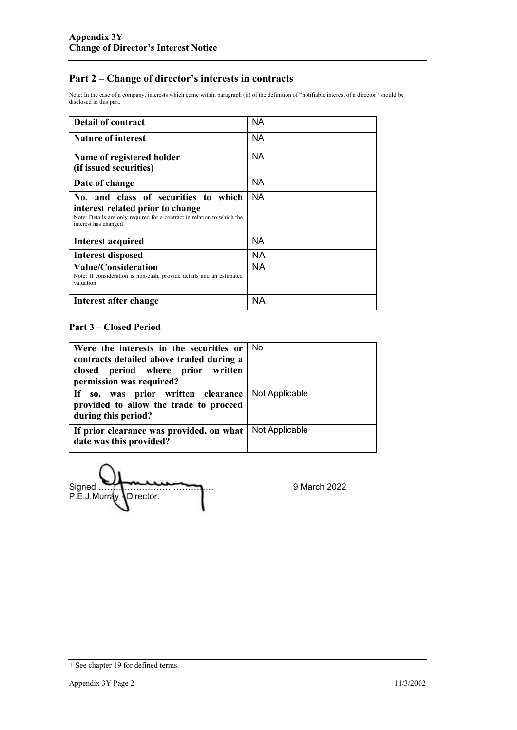## Part 2 – Change of director's interests in contracts

Note: In the case of a company, interests which come within paragraph (ii) of the definition of "notifiable interest of a director" should be disclosed in this part.

| | |
|---|---|
| **Detail of contract** | NA |
| **Nature of interest** | NA |
| **Name of registered holder (if issued securities)** | NA |
| **Date of change** | NA |
| **No. and class of securities to which interest related prior to change** Note: Details are only required for a contract in relation to which the interest has changed | NA |
| **Interest acquired** | NA |
| **Interest disposed** | NA |
| **Value/Consideration** Note: If consideration is non-cash, provide details and an estimated valuation | NA |
| **Interest after change** | NA |

### Part 3 – Closed Period

| | |
|---|---|
| **Were the interests in the securities or contracts detailed above traded during a closed period where prior written permission was required?** | No |
| **If so, was prior written clearance provided to allow the trade to proceed during this period?** | Not Applicable |
| **If prior clearance was provided, on what date was this provided?** | Not Applicable |

Signed …………………………………… 9 March 2022
P.E.J.Murray - Director.

+ See chapter 19 for defined terms.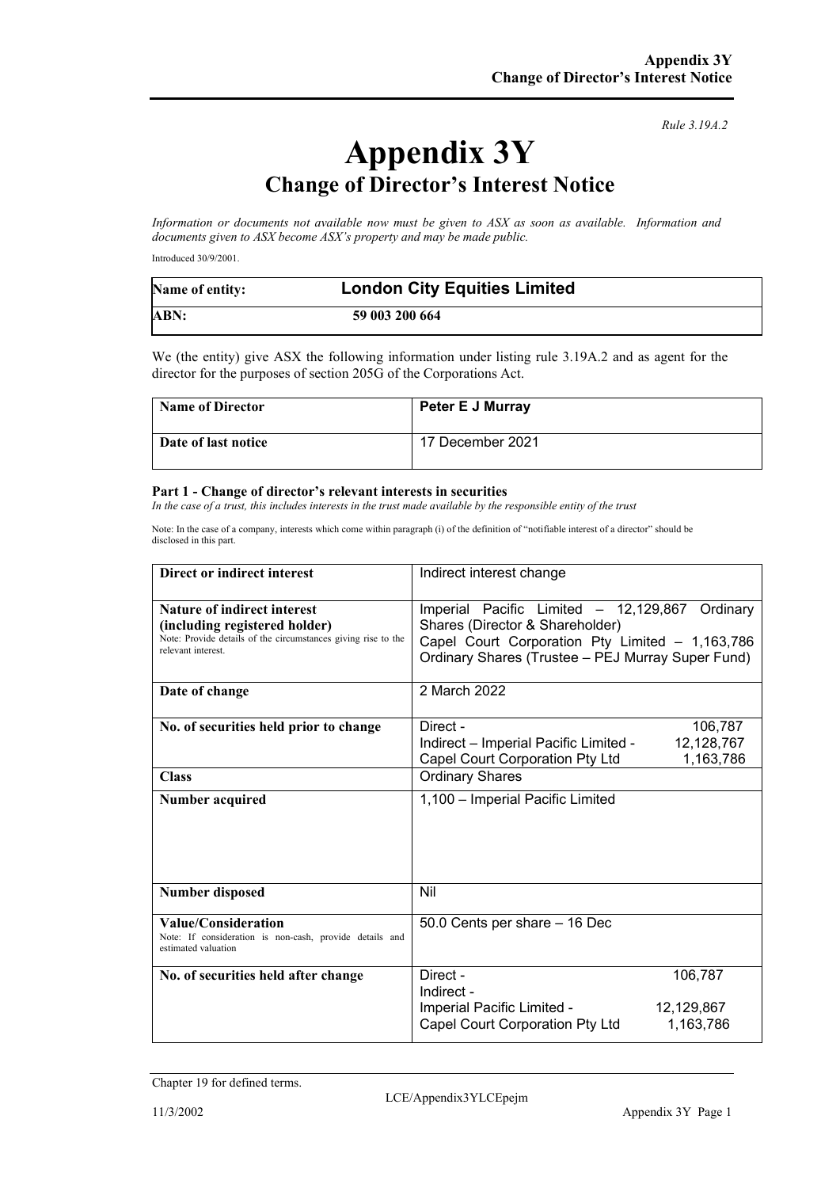*Rule 3.19A.2*

# Appendix 3Y

## Change of Director's Interest Notice

*Information or documents not available now must be given to ASX as soon as available. Information and documents given to ASX become ASX's property and may be made public.*

Introduced 30/9/2001.

| Name of entity: | London City Equities Limited |
|---|---|
| ABN: | 59 003 200 664 |

We (the entity) give ASX the following information under listing rule 3.19A.2 and as agent for the director for the purposes of section 205G of the Corporations Act.

| Name of Director | Peter E J Murray |
|---|---|
| Date of last notice | 17 December 2021 |

**Part 1 - Change of director's relevant interests in securities**

*In the case of a trust, this includes interests in the trust made available by the responsible entity of the trust*

Note: In the case of a company, interests which come within paragraph (i) of the definition of "notifiable interest of a director" should be disclosed in this part.

| | |
|---|---|
| **Direct or indirect interest** | Indirect interest change |
| **Nature of indirect interest (including registered holder)**<br>Note: Provide details of the circumstances giving rise to the relevant interest. | Imperial Pacific Limited – 12,129,867 Ordinary Shares (Director & Shareholder)<br>Capel Court Corporation Pty Limited – 1,163,786 Ordinary Shares (Trustee – PEJ Murray Super Fund) |
| **Date of change** | 2 March 2022 |
| **No. of securities held prior to change** | Direct - 106,787<br>Indirect – Imperial Pacific Limited - 12,128,767<br>Capel Court Corporation Pty Ltd 1,163,786 |
| **Class** | Ordinary Shares |
| **Number acquired** | 1,100 – Imperial Pacific Limited |
| **Number disposed** | Nil |
| **Value/Consideration**<br>Note: If consideration is non-cash, provide details and estimated valuation | 50.0 Cents per share – 16 Dec |
| **No. of securities held after change** | Direct - 106,787<br>Indirect -<br>Imperial Pacific Limited - 12,129,867<br>Capel Court Corporation Pty Ltd 1,163,786 |

Chapter 19 for defined terms.

LCE/Appendix3YLCEpejm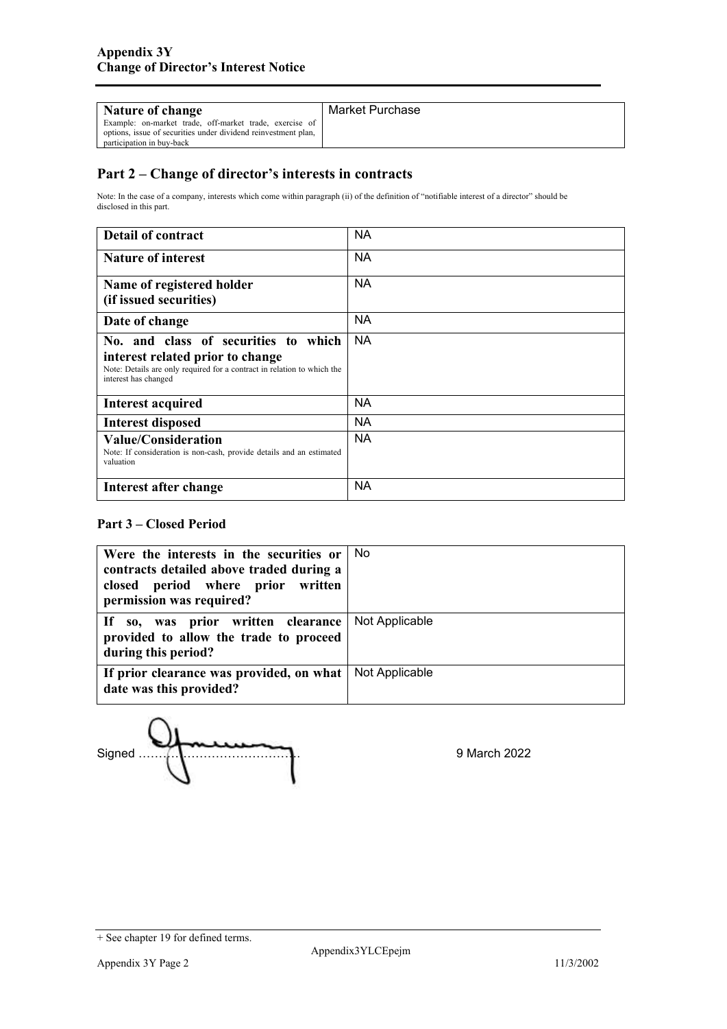| **Nature of change** Example: on-market trade, off-market trade, exercise of options, issue of securities under dividend reinvestment plan, participation in buy-back | Market Purchase |
|---|---|

## Part 2 – Change of director's interests in contracts

Note: In the case of a company, interests which come within paragraph (ii) of the definition of "notifiable interest of a director" should be disclosed in this part.

| **Detail of contract** | NA |
|---|---|
| **Nature of interest** | NA |
| **Name of registered holder (if issued securities)** | NA |
| **Date of change** | NA |
| **No. and class of securities to which interest related prior to change** Note: Details are only required for a contract in relation to which the interest has changed | NA |
| **Interest acquired** | NA |
| **Interest disposed** | NA |
| **Value/Consideration** Note: If consideration is non-cash, provide details and an estimated valuation | NA |
| **Interest after change** | NA |

### Part 3 – Closed Period

| **Were the interests in the securities or contracts detailed above traded during a closed period where prior written permission was required?** | No |
|---|---|
| **If so, was prior written clearance provided to allow the trade to proceed during this period?** | Not Applicable |
| **If prior clearance was provided, on what date was this provided?** | Not Applicable |

Signed ……………………………………… 9 March 2022

+ See chapter 19 for defined terms.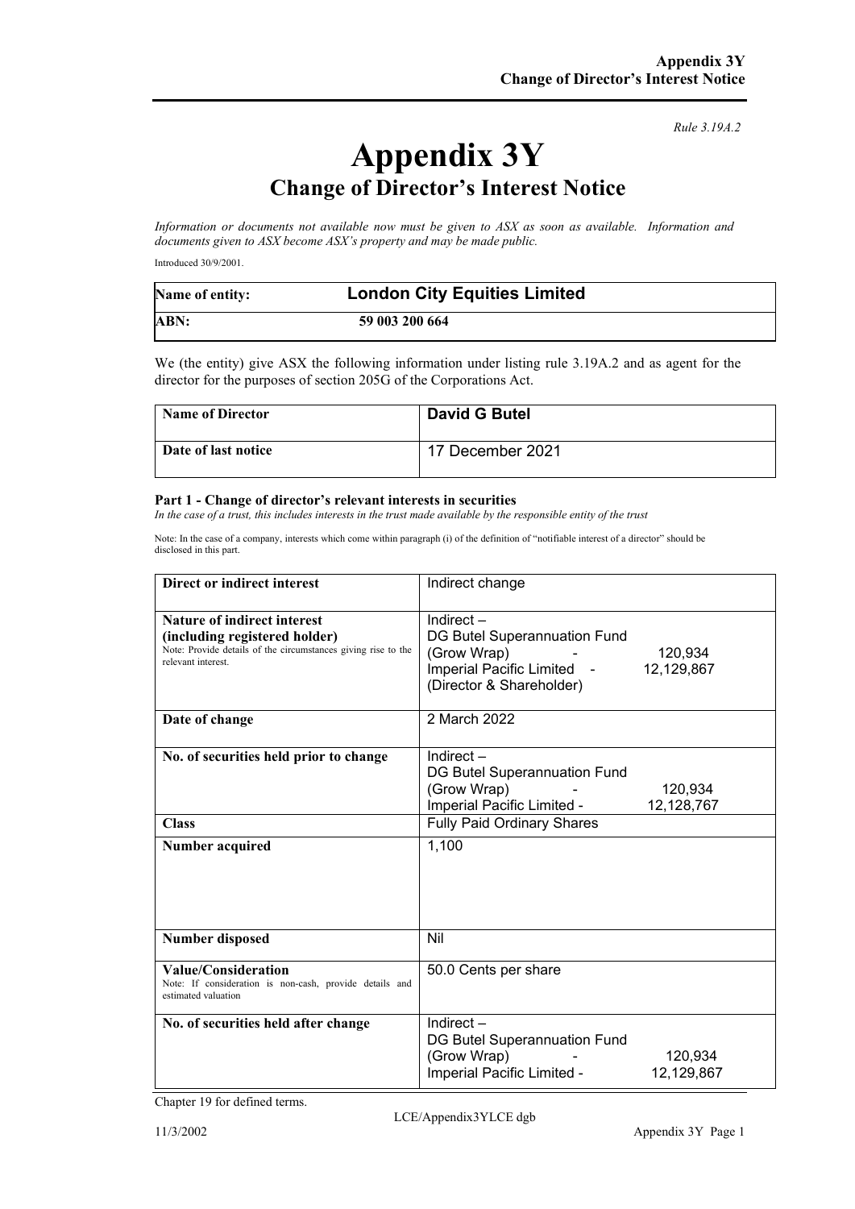*Rule 3.19A.2*

# Appendix 3Y

## Change of Director's Interest Notice

*Information or documents not available now must be given to ASX as soon as available. Information and documents given to ASX become ASX's property and may be made public.*

Introduced 30/9/2001.

| Name of entity: | London City Equities Limited |
|---|---|
| ABN: | 59 003 200 664 |

We (the entity) give ASX the following information under listing rule 3.19A.2 and as agent for the director for the purposes of section 205G of the Corporations Act.

| Name of Director | David G Butel |
|---|---|
| Date of last notice | 17 December 2021 |

**Part 1 - Change of director's relevant interests in securities**

*In the case of a trust, this includes interests in the trust made available by the responsible entity of the trust*

Note: In the case of a company, interests which come within paragraph (i) of the definition of "notifiable interest of a director" should be disclosed in this part.

| | |
|---|---|
| **Direct or indirect interest** | Indirect change |
| **Nature of indirect interest (including registered holder)** Note: Provide details of the circumstances giving rise to the relevant interest. | Indirect – DG Butel Superannuation Fund (Grow Wrap) - 120,934 Imperial Pacific Limited - 12,129,867 (Director & Shareholder) |
| **Date of change** | 2 March 2022 |
| **No. of securities held prior to change** | Indirect – DG Butel Superannuation Fund (Grow Wrap) - 120,934 Imperial Pacific Limited - 12,128,767 |
| **Class** | Fully Paid Ordinary Shares |
| **Number acquired** | 1,100 |
| **Number disposed** | Nil |
| **Value/Consideration** Note: If consideration is non-cash, provide details and estimated valuation | 50.0 Cents per share |
| **No. of securities held after change** | Indirect – DG Butel Superannuation Fund (Grow Wrap) - 120,934 Imperial Pacific Limited - 12,129,867 |

Chapter 19 for defined terms.

LCE/Appendix3YLCE dgb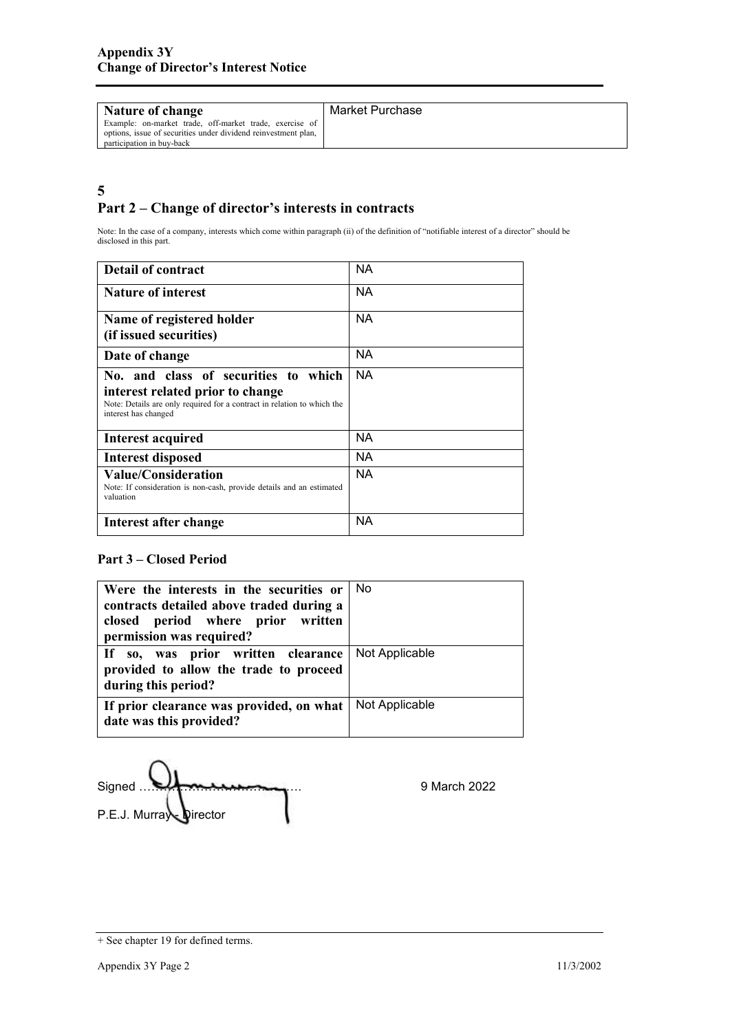| Nature of change<br>Example: on-market trade, off-market trade, exercise of options, issue of securities under dividend reinvestment plan, participation in buy-back | Market Purchase |
|---|---|

## 5

## Part 2 – Change of director's interests in contracts

Note: In the case of a company, interests which come within paragraph (ii) of the definition of "notifiable interest of a director" should be disclosed in this part.

| | |
|---|---|
| **Detail of contract** | NA |
| **Nature of interest** | NA |
| **Name of registered holder (if issued securities)** | NA |
| **Date of change** | NA |
| **No. and class of securities to which interest related prior to change**<br>Note: Details are only required for a contract in relation to which the interest has changed | NA |
| **Interest acquired** | NA |
| **Interest disposed** | NA |
| **Value/Consideration**<br>Note: If consideration is non-cash, provide details and an estimated valuation | NA |
| **Interest after change** | NA |

### Part 3 – Closed Period

| | |
|---|---|
| **Were the interests in the securities or contracts detailed above traded during a closed period where prior written permission was required?** | No |
| **If so, was prior written clearance provided to allow the trade to proceed during this period?** | Not Applicable |
| **If prior clearance was provided, on what date was this provided?** | Not Applicable |

Signed …………………………………. 9 March 2022

P.E.J. Murray - Director

+ See chapter 19 for defined terms.